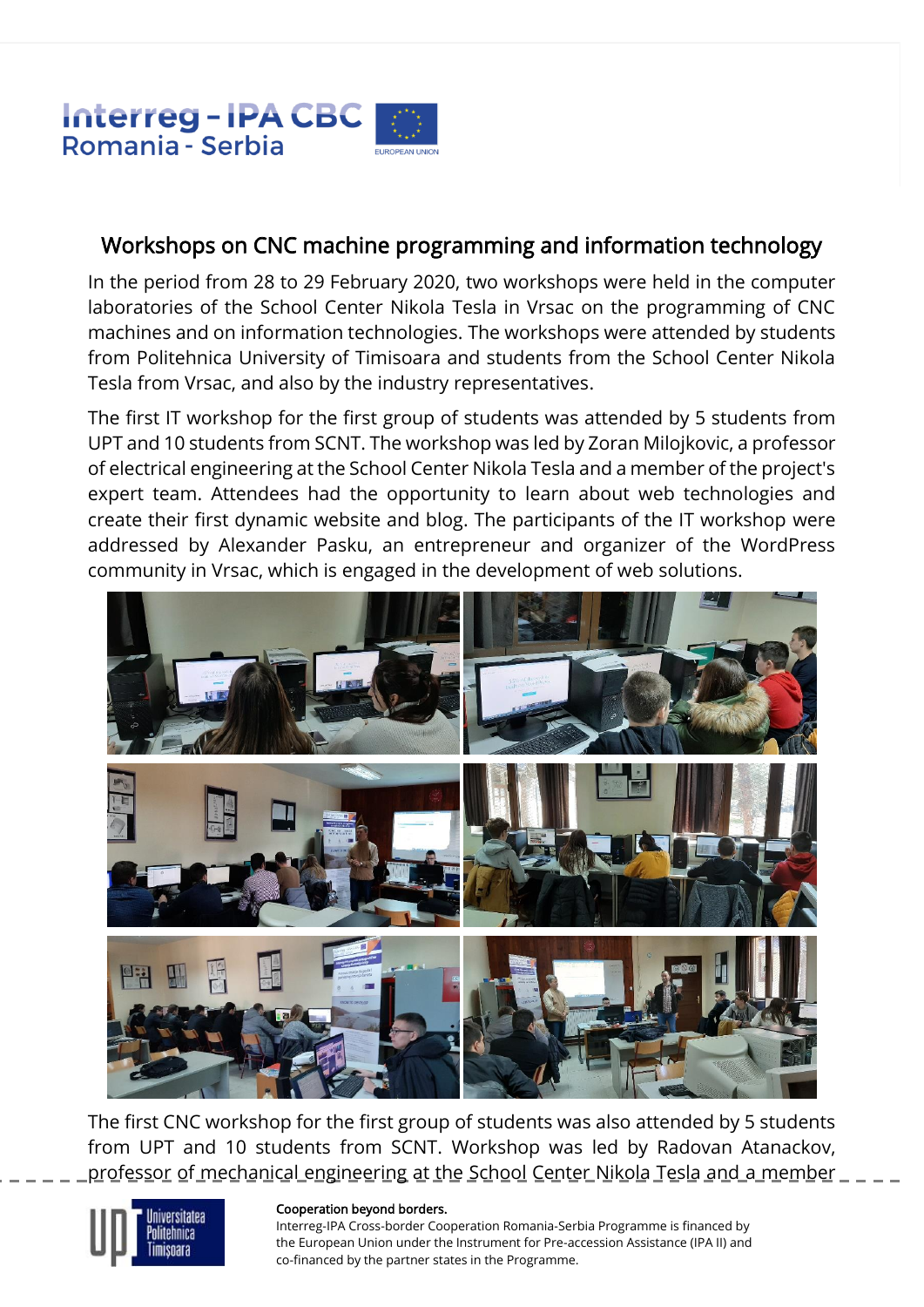# Workshops on CNC machine programming and information technology

In the period from 28 to 29 February 2020, two workshops were held in the computer laboratories of the School Center Nikola Tesla in Vrsac on the programming of CNC machines and on information technologies. The workshops were attended by students from Politehnica University of Timisoara and students from the School Center Nikola Tesla from Vrsac, and also by the industry representatives.

The first IT workshop for the first group of students was attended by 5 students from UPT and 10 students from SCNT. The workshop was led by Zoran Milojkovic, a professor of electrical engineering at the School Center Nikola Tesla and a member of the project's expert team. Attendees had the opportunity to learn about web technologies and create their first dynamic website and blog. The participants of the IT workshop were addressed by Alexander Pasku, an entrepreneur and organizer of the WordPress community in Vrsac, which is engaged in the development of web solutions.

The first CNC workshop for the first group of students was also attended by 5 students from UPT and 10 students from SCNT. Workshop was led by Radovan Atanackov, professor of mechanical engineering at the School Center Nikola Tesla and a member

**Cooperation beyond borders.**

Interreg-IPA Cross-border Cooperation Romania-Serbia Programme is financed by the European Union under the Instrument for Pre-accession Assistance (IPA II) and co-financed by the partner states in the Programme.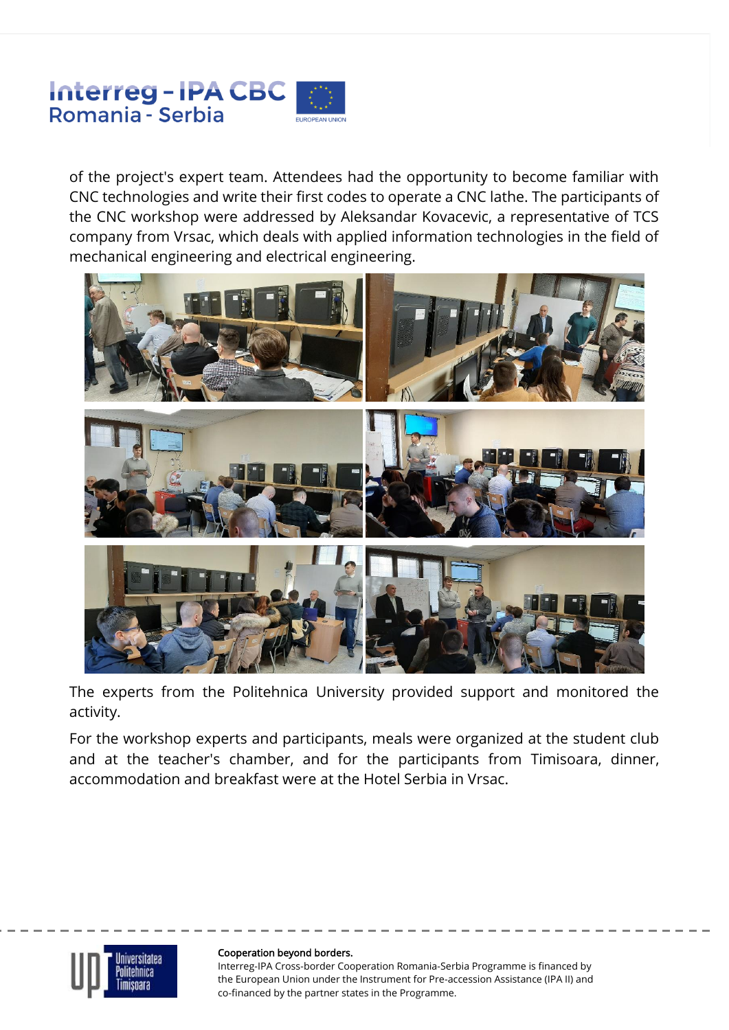of the project's expert team. Attendees had the opportunity to become familiar with CNC technologies and write their first codes to operate a CNC lathe. The participants of the CNC workshop were addressed by Aleksandar Kovacevic, a representative of TCS company from Vrsac, which deals with applied information technologies in the field of mechanical engineering and electrical engineering.

The experts from the Politehnica University provided support and monitored the activity.

For the workshop experts and participants, meals were organized at the student club and at the teacher's chamber, and for the participants from Timisoara, dinner, accommodation and breakfast were at the Hotel Serbia in Vrsac.

**Cooperation beyond borders.**
Interreg-IPA Cross-border Cooperation Romania-Serbia Programme is financed by the European Union under the Instrument for Pre-accession Assistance (IPA II) and co-financed by the partner states in the Programme.